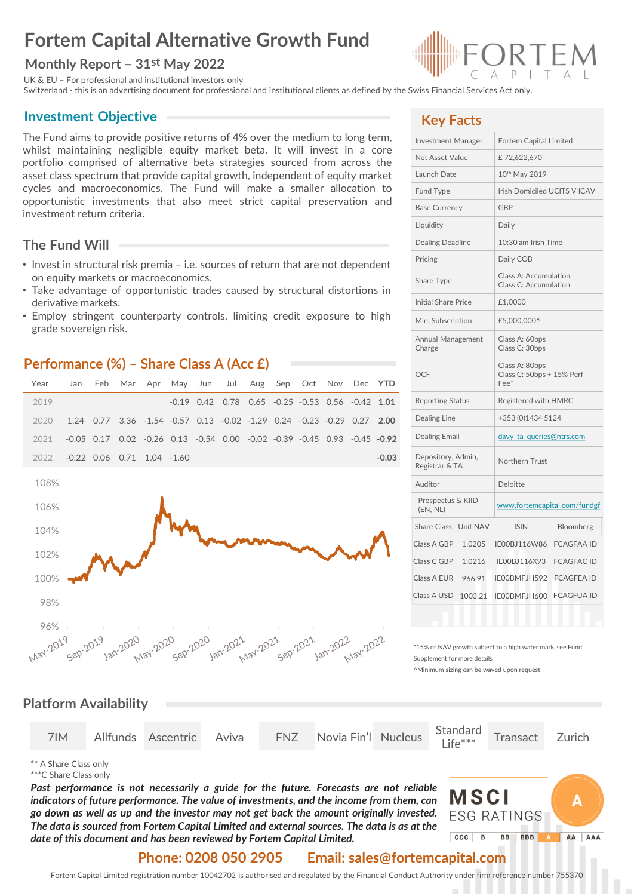# Fortem Capital Alternative Growth Fund

## Monthly Report – 31st May 2022

UK & EU – For professional and institutional investors only
Switzerland - this is an advertising document for professional and institutional clients as defined by the Swiss Financial Services Act only.

## Investment Objective

The Fund aims to provide positive returns of 4% over the medium to long term, whilst maintaining negligible equity market beta. It will invest in a core portfolio comprised of alternative beta strategies sourced from across the asset class spectrum that provide capital growth, independent of equity market cycles and macroeconomics. The Fund will make a smaller allocation to opportunistic investments that also meet strict capital preservation and investment return criteria.

## The Fund Will

- Invest in structural risk premia – i.e. sources of return that are not dependent on equity markets or macroeconomics.
- Take advantage of opportunistic trades caused by structural distortions in derivative markets.
- Employ stringent counterparty controls, limiting credit exposure to high grade sovereign risk.

## Performance (%) – Share Class A (Acc £)

| Year | Jan | Feb | Mar | Apr | May | Jun | Jul | Aug | Sep | Oct | Nov | Dec | YTD |
|---|---|---|---|---|---|---|---|---|---|---|---|---|---|
| 2019 | | | | | -0.19 | 0.42 | 0.78 | 0.65 | -0.25 | -0.53 | 0.56 | -0.42 | **1.01** |
| 2020 | 1.24 | 0.77 | 3.36 | -1.54 | -0.57 | 0.13 | -0.02 | -1.29 | 0.24 | -0.23 | -0.29 | 0.27 | **2.00** |
| 2021 | -0.05 | 0.17 | 0.02 | -0.26 | 0.13 | -0.54 | 0.00 | -0.02 | -0.39 | -0.45 | 0.93 | -0.45 | **-0.92** |
| 2022 | -0.22 | 0.06 | 0.71 | 1.04 | -1.60 | | | | | | | | **-0.03** |

108%
106%
104%
102%
100%
98%
96%
May-2019 Sep-2019 Jan-2020 May-2020 Sep-2020 Jan-2021 May-2021 Sep-2021 Jan-2022 May-2022

## Key Facts

| | |
|---|---|
| Investment Manager | Fortem Capital Limited |
| Net Asset Value | £ 72,622,670 |
| Launch Date | 10th May 2019 |
| Fund Type | Irish Domiciled UCITS V ICAV |
| Base Currency | GBP |
| Liquidity | Daily |
| Dealing Deadline | 10:30 am Irish Time |
| Pricing | Daily COB |
| Share Type | Class A: Accumulation<br>Class C: Accumulation |
| Initial Share Price | £1.0000 |
| Min. Subscription | £5,000,000^ |
| Annual Management Charge | Class A: 60bps<br>Class C: 30bps |
| OCF | Class A: 80bps<br>Class C: 50bps + 15% Perf Fee* |
| Reporting Status | Registered with HMRC |
| Dealing Line | +353 (0)1434 5124 |
| Dealing Email | davy_ta_queries@ntrs.com |
| Depository, Admin, Registrar & TA | Northern Trust |
| Auditor | Deloitte |
| Prospectus & KIID (EN, NL) | www.fortemcapital.com/fundgf |

| Share Class | Unit NAV | ISIN | Bloomberg |
|---|---|---|---|
| Class A GBP | 1.0205 | IE00BJ116W86 | FCAGFAA ID |
| Class C GBP | 1.0216 | IE00BJ116X93 | FCAGFAC ID |
| Class A EUR | 966.91 | IE00BMFJH592 | FCAGFEA ID |
| Class A USD | 1003.21 | IE00BMFJH600 | FCAGFUA ID |

*15% of NAV growth subject to a high water mark, see Fund Supplement for more details
^Minimum sizing can be waved upon request

## Platform Availability

| | | | | | | | | | |
|---|---|---|---|---|---|---|---|---|---|
| 7IM | Allfunds | Ascentric | Aviva | FNZ | Novia Fin'l | Nucleus | Standard Life*** | Transact | Zurich |

** A Share Class only
***C Share Class only

***Past performance is not necessarily a guide for the future. Forecasts are not reliable indicators of future performance. The value of investments, and the income from them, can go down as well as up and the investor may not get back the amount originally invested. The data is sourced from Fortem Capital Limited and external sources. The data is as at the date of this document and has been reviewed by Fortem Capital Limited.***

MSCI ESG RATINGS: A (CCC | B | BB | BBB | A | AA | AAA)

**Phone: 0208 050 2905 Email: sales@fortemcapital.com**

Fortem Capital Limited registration number 10042702 is authorised and regulated by the Financial Conduct Authority under firm reference number 755370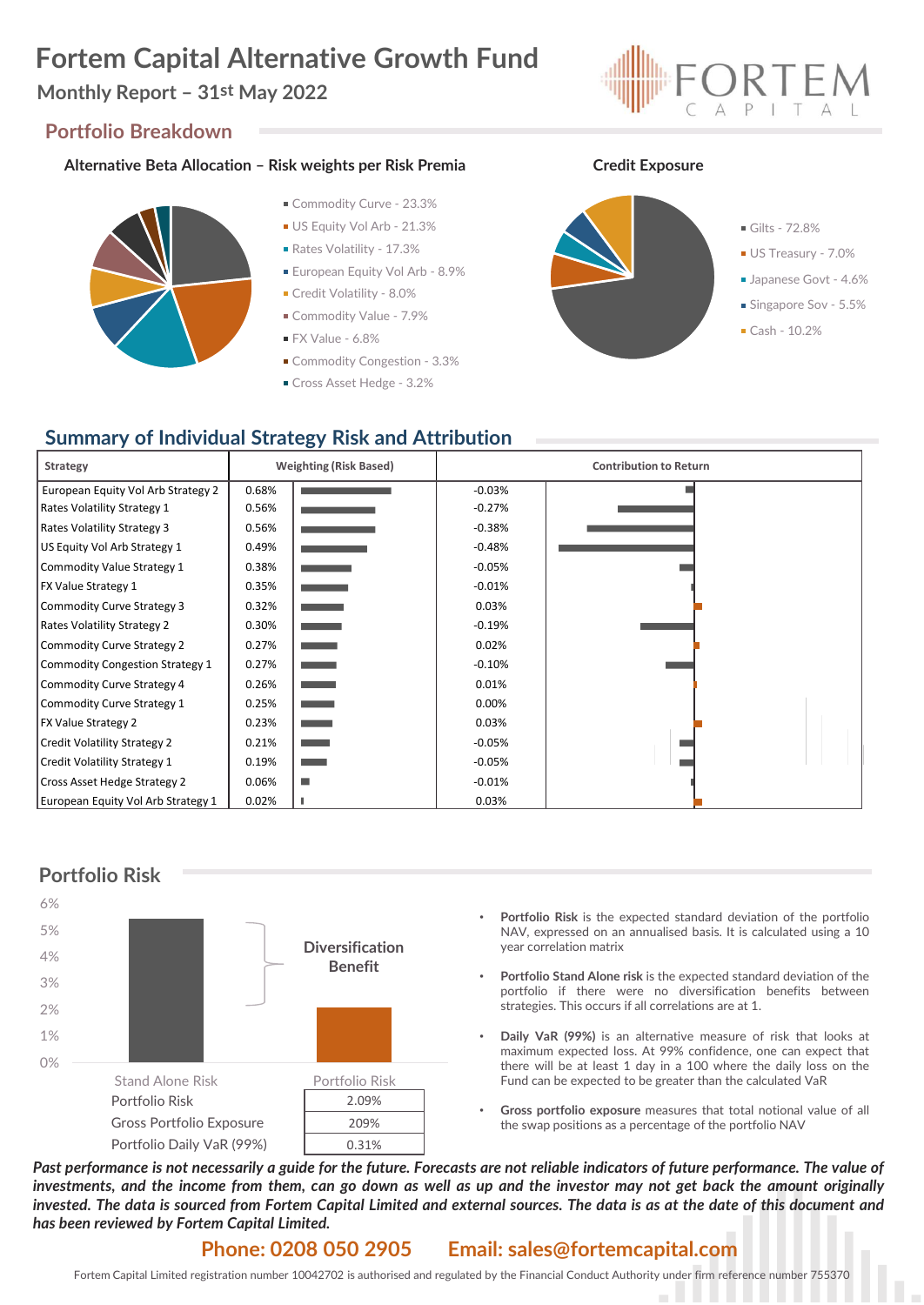# Fortem Capital Alternative Growth Fund

## Monthly Report – 31st May 2022

FORTEM CAPITAL

## Portfolio Breakdown

### Alternative Beta Allocation – Risk weights per Risk Premia

- Commodity Curve - 23.3%
- US Equity Vol Arb - 21.3%
- Rates Volatility - 17.3%
- European Equity Vol Arb - 8.9%
- Credit Volatility - 8.0%
- Commodity Value - 7.9%
- FX Value - 6.8%
- Commodity Congestion - 3.3%
- Cross Asset Hedge - 3.2%

### Credit Exposure

- Gilts - 72.8%
- US Treasury - 7.0%
- Japanese Govt - 4.6%
- Singapore Sov - 5.5%
- Cash - 10.2%

## Summary of Individual Strategy Risk and Attribution

| Strategy | Weighting (Risk Based) | Contribution to Return |
|---|---|---|
| European Equity Vol Arb Strategy 2 | 0.68% | -0.03% |
| Rates Volatility Strategy 1 | 0.56% | -0.27% |
| Rates Volatility Strategy 3 | 0.56% | -0.38% |
| US Equity Vol Arb Strategy 1 | 0.49% | -0.48% |
| Commodity Value Strategy 1 | 0.38% | -0.05% |
| FX Value Strategy 1 | 0.35% | -0.01% |
| Commodity Curve Strategy 3 | 0.32% | 0.03% |
| Rates Volatility Strategy 2 | 0.30% | -0.19% |
| Commodity Curve Strategy 2 | 0.27% | 0.02% |
| Commodity Congestion Strategy 1 | 0.27% | -0.10% |
| Commodity Curve Strategy 4 | 0.26% | 0.01% |
| Commodity Curve Strategy 1 | 0.25% | 0.00% |
| FX Value Strategy 2 | 0.23% | 0.03% |
| Credit Volatility Strategy 2 | 0.21% | -0.05% |
| Credit Volatility Strategy 1 | 0.19% | -0.05% |
| Cross Asset Hedge Strategy 2 | 0.06% | -0.01% |
| European Equity Vol Arb Strategy 1 | 0.02% | 0.03% |

## Portfolio Risk

6%
5%
4%
3%
2%
1%
0%

Diversification Benefit

Stand Alone Risk
Portfolio Risk

| | |
|---|---|
| Portfolio Risk | 2.09% |
| Gross Portfolio Exposure | 209% |
| Portfolio Daily VaR (99%) | 0.31% |

- **Portfolio Risk** is the expected standard deviation of the portfolio NAV, expressed on an annualised basis. It is calculated using a 10 year correlation matrix
- **Portfolio Stand Alone risk** is the expected standard deviation of the portfolio if there were no diversification benefits between strategies. This occurs if all correlations are at 1.
- **Daily VaR (99%)** is an alternative measure of risk that looks at maximum expected loss. At 99% confidence, one can expect that there will be at least 1 day in a 100 where the daily loss on the Fund can be expected to be greater than the calculated VaR
- **Gross portfolio exposure** measures that total notional value of all the swap positions as a percentage of the portfolio NAV

***Past performance is not necessarily a guide for the future. Forecasts are not reliable indicators of future performance. The value of investments, and the income from them, can go down as well as up and the investor may not get back the amount originally invested. The data is sourced from Fortem Capital Limited and external sources. The data is as at the date of this document and has been reviewed by Fortem Capital Limited.***

**Phone: 0208 050 2905 Email: sales@fortemcapital.com**

Fortem Capital Limited registration number 10042702 is authorised and regulated by the Financial Conduct Authority under firm reference number 755370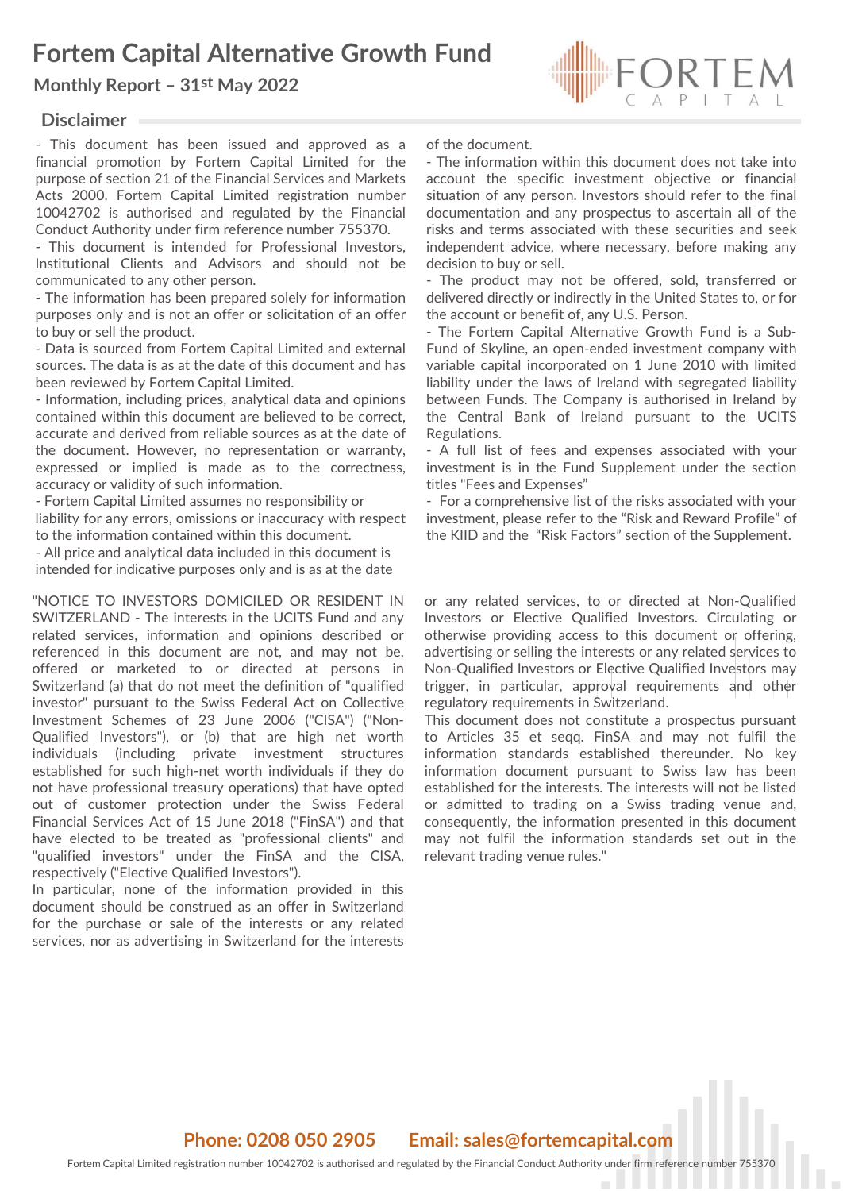# Fortem Capital Alternative Growth Fund

## Monthly Report – 31st May 2022

## Disclaimer

- This document has been issued and approved as a financial promotion by Fortem Capital Limited for the purpose of section 21 of the Financial Services and Markets Acts 2000. Fortem Capital Limited registration number 10042702 is authorised and regulated by the Financial Conduct Authority under firm reference number 755370.
- This document is intended for Professional Investors, Institutional Clients and Advisors and should not be communicated to any other person.
- The information has been prepared solely for information purposes only and is not an offer or solicitation of an offer to buy or sell the product.
- Data is sourced from Fortem Capital Limited and external sources. The data is as at the date of this document and has been reviewed by Fortem Capital Limited.
- Information, including prices, analytical data and opinions contained within this document are believed to be correct, accurate and derived from reliable sources as at the date of the document. However, no representation or warranty, expressed or implied is made as to the correctness, accuracy or validity of such information.
- Fortem Capital Limited assumes no responsibility or liability for any errors, omissions or inaccuracy with respect to the information contained within this document.
- All price and analytical data included in this document is intended for indicative purposes only and is as at the date of the document.
- The information within this document does not take into account the specific investment objective or financial situation of any person. Investors should refer to the final documentation and any prospectus to ascertain all of the risks and terms associated with these securities and seek independent advice, where necessary, before making any decision to buy or sell.
- The product may not be offered, sold, transferred or delivered directly or indirectly in the United States to, or for the account or benefit of, any U.S. Person.
- The Fortem Capital Alternative Growth Fund is a Sub-Fund of Skyline, an open-ended investment company with variable capital incorporated on 1 June 2010 with limited liability under the laws of Ireland with segregated liability between Funds. The Company is authorised in Ireland by the Central Bank of Ireland pursuant to the UCITS Regulations.
- A full list of fees and expenses associated with your investment is in the Fund Supplement under the section titles "Fees and Expenses"
- For a comprehensive list of the risks associated with your investment, please refer to the "Risk and Reward Profile" of the KIID and the "Risk Factors" section of the Supplement.

"NOTICE TO INVESTORS DOMICILED OR RESIDENT IN SWITZERLAND - The interests in the UCITS Fund and any related services, information and opinions described or referenced in this document are not, and may not be, offered or marketed to or directed at persons in Switzerland (a) that do not meet the definition of "qualified investor" pursuant to the Swiss Federal Act on Collective Investment Schemes of 23 June 2006 ("CISA") ("Non-Qualified Investors"), or (b) that are high net worth individuals (including private investment structures established for such high-net worth individuals if they do not have professional treasury operations) that have opted out of customer protection under the Swiss Federal Financial Services Act of 15 June 2018 ("FinSA") and that have elected to be treated as "professional clients" and "qualified investors" under the FinSA and the CISA, respectively ("Elective Qualified Investors").

In particular, none of the information provided in this document should be construed as an offer in Switzerland for the purchase or sale of the interests or any related services, nor as advertising in Switzerland for the interests or any related services, to or directed at Non-Qualified Investors or Elective Qualified Investors. Circulating or otherwise providing access to this document or offering, advertising or selling the interests or any related services to Non-Qualified Investors or Elective Qualified Investors may trigger, in particular, approval requirements and other regulatory requirements in Switzerland.

This document does not constitute a prospectus pursuant to Articles 35 et seqq. FinSA and may not fulfil the information standards established thereunder. No key information document pursuant to Swiss law has been established for the interests. The interests will not be listed or admitted to trading on a Swiss trading venue and, consequently, the information presented in this document may not fulfil the information standards set out in the relevant trading venue rules."

**Phone: 0208 050 2905 Email: sales@fortemcapital.com**

Fortem Capital Limited registration number 10042702 is authorised and regulated by the Financial Conduct Authority under firm reference number 755370